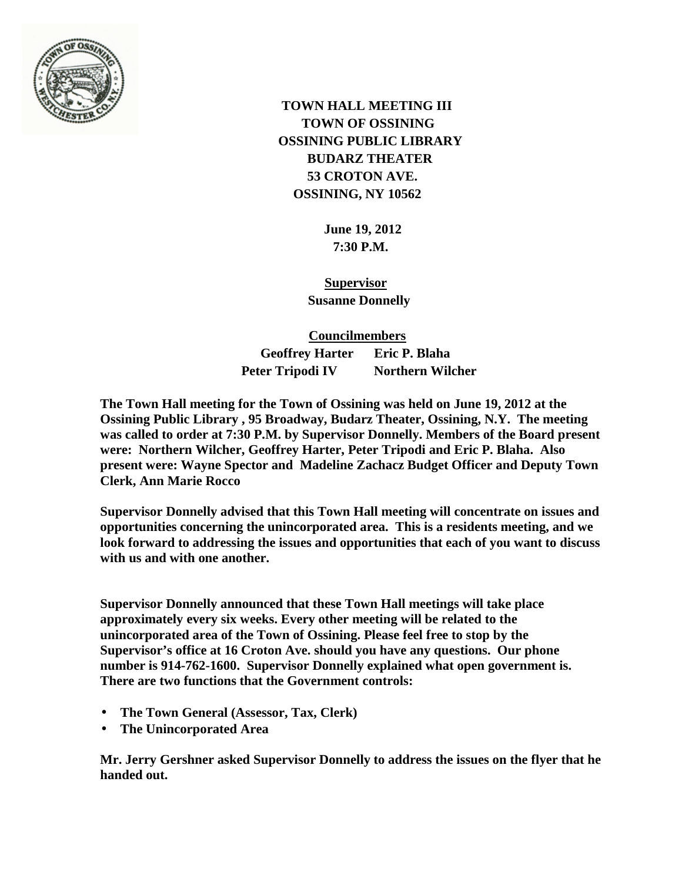**TOWN HALL MEETING III**
**TOWN OF OSSINING**
**OSSINING PUBLIC LIBRARY**
**BUDARZ THEATER**
**53 CROTON AVE.**
**OSSINING, NY 10562**

**June 19, 2012**
**7:30 P.M.**

**Supervisor**
**Susanne Donnelly**

**Councilmembers**

| | |
|---|---|
| **Geoffrey Harter** | **Eric P. Blaha** |
| **Peter Tripodi IV** | **Northern Wilcher** |

**The Town Hall meeting for the Town of Ossining was held on June 19, 2012 at the Ossining Public Library , 95 Broadway, Budarz Theater, Ossining, N.Y. The meeting was called to order at 7:30 P.M. by Supervisor Donnelly. Members of the Board present were: Northern Wilcher, Geoffrey Harter, Peter Tripodi and Eric P. Blaha. Also present were: Wayne Spector and Madeline Zachacz Budget Officer and Deputy Town Clerk, Ann Marie Rocco**

**Supervisor Donnelly advised that this Town Hall meeting will concentrate on issues and opportunities concerning the unincorporated area. This is a residents meeting, and we look forward to addressing the issues and opportunities that each of you want to discuss with us and with one another.**

**Supervisor Donnelly announced that these Town Hall meetings will take place approximately every six weeks. Every other meeting will be related to the unincorporated area of the Town of Ossining. Please feel free to stop by the Supervisor's office at 16 Croton Ave. should you have any questions. Our phone number is 914-762-1600. Supervisor Donnelly explained what open government is. There are two functions that the Government controls:**

- **The Town General (Assessor, Tax, Clerk)**
- **The Unincorporated Area**

**Mr. Jerry Gershner asked Supervisor Donnelly to address the issues on the flyer that he handed out.**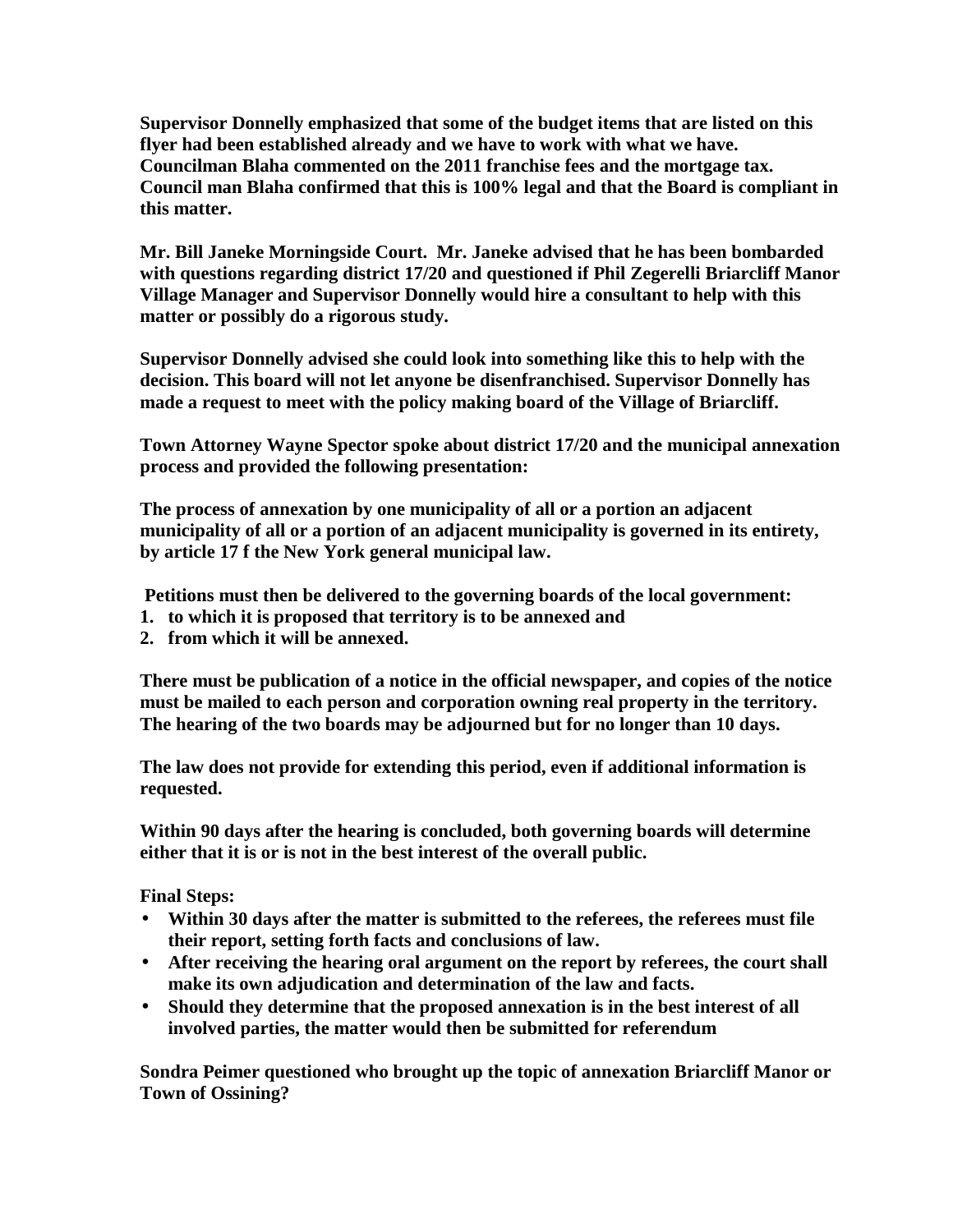**Supervisor Donnelly emphasized that some of the budget items that are listed on this flyer had been established already and we have to work with what we have. Councilman Blaha commented on the 2011 franchise fees and the mortgage tax. Council man Blaha confirmed that this is 100% legal and that the Board is compliant in this matter.**

**Mr. Bill Janeke Morningside Court. Mr. Janeke advised that he has been bombarded with questions regarding district 17/20 and questioned if Phil Zegerelli Briarcliff Manor Village Manager and Supervisor Donnelly would hire a consultant to help with this matter or possibly do a rigorous study.**

**Supervisor Donnelly advised she could look into something like this to help with the decision. This board will not let anyone be disenfranchised. Supervisor Donnelly has made a request to meet with the policy making board of the Village of Briarcliff.**

**Town Attorney Wayne Spector spoke about district 17/20 and the municipal annexation process and provided the following presentation:**

**The process of annexation by one municipality of all or a portion an adjacent municipality of all or a portion of an adjacent municipality is governed in its entirety, by article 17 f the New York general municipal law.**

**Petitions must then be delivered to the governing boards of the local government:**

1. **to which it is proposed that territory is to be annexed and**
2. **from which it will be annexed.**

**There must be publication of a notice in the official newspaper, and copies of the notice must be mailed to each person and corporation owning real property in the territory. The hearing of the two boards may be adjourned but for no longer than 10 days.**

**The law does not provide for extending this period, even if additional information is requested.**

**Within 90 days after the hearing is concluded, both governing boards will determine either that it is or is not in the best interest of the overall public.**

**Final Steps:**

- **Within 30 days after the matter is submitted to the referees, the referees must file their report, setting forth facts and conclusions of law.**
- **After receiving the hearing oral argument on the report by referees, the court shall make its own adjudication and determination of the law and facts.**
- **Should they determine that the proposed annexation is in the best interest of all involved parties, the matter would then be submitted for referendum**

**Sondra Peimer questioned who brought up the topic of annexation Briarcliff Manor or Town of Ossining?**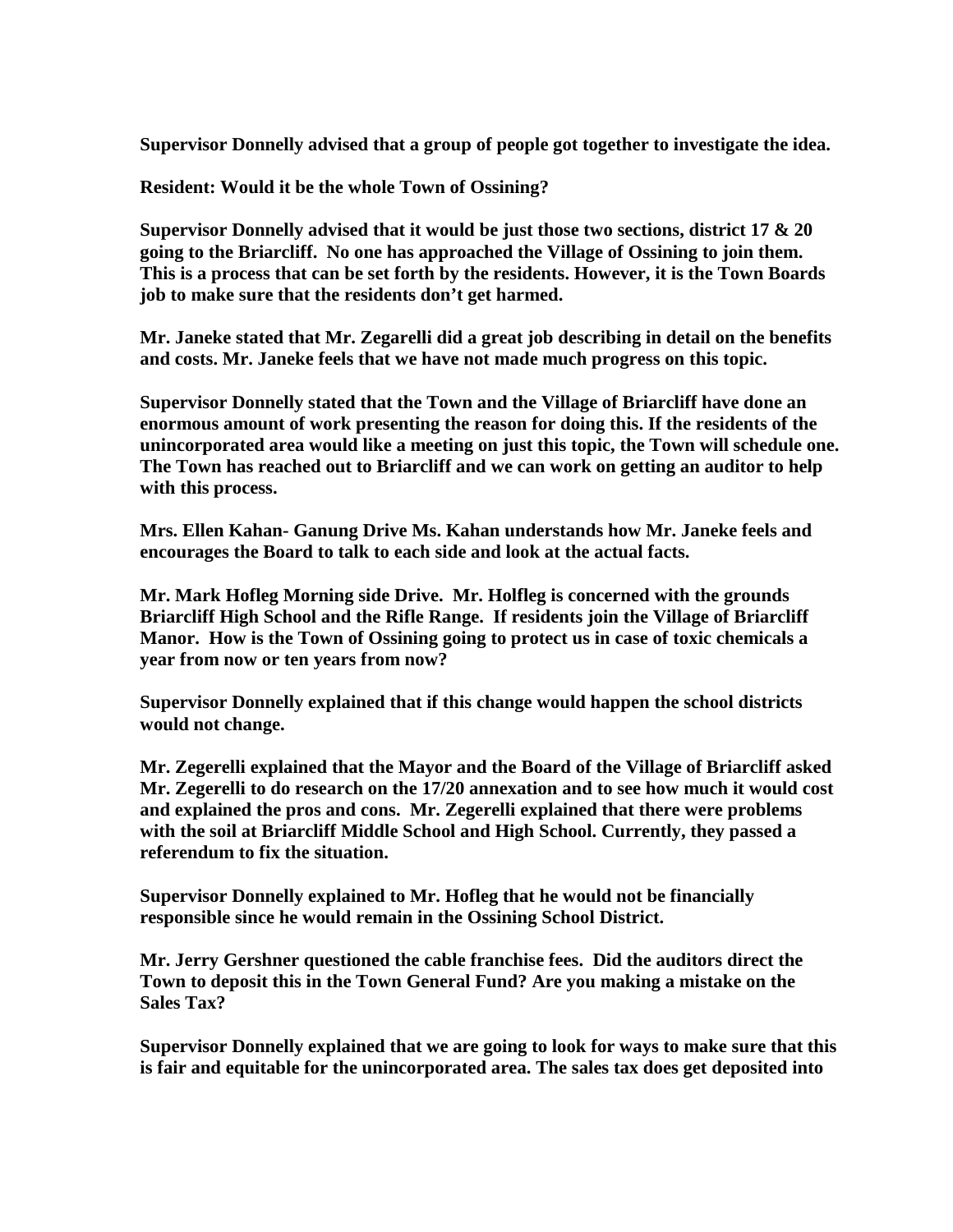**Supervisor Donnelly advised that a group of people got together to investigate the idea.**

**Resident: Would it be the whole Town of Ossining?**

**Supervisor Donnelly advised that it would be just those two sections, district 17 & 20 going to the Briarcliff. No one has approached the Village of Ossining to join them. This is a process that can be set forth by the residents. However, it is the Town Boards job to make sure that the residents don't get harmed.**

**Mr. Janeke stated that Mr. Zegarelli did a great job describing in detail on the benefits and costs. Mr. Janeke feels that we have not made much progress on this topic.**

**Supervisor Donnelly stated that the Town and the Village of Briarcliff have done an enormous amount of work presenting the reason for doing this. If the residents of the unincorporated area would like a meeting on just this topic, the Town will schedule one. The Town has reached out to Briarcliff and we can work on getting an auditor to help with this process.**

**Mrs. Ellen Kahan- Ganung Drive Ms. Kahan understands how Mr. Janeke feels and encourages the Board to talk to each side and look at the actual facts.**

**Mr. Mark Hofleg Morning side Drive. Mr. Holfleg is concerned with the grounds Briarcliff High School and the Rifle Range. If residents join the Village of Briarcliff Manor. How is the Town of Ossining going to protect us in case of toxic chemicals a year from now or ten years from now?**

**Supervisor Donnelly explained that if this change would happen the school districts would not change.**

**Mr. Zegerelli explained that the Mayor and the Board of the Village of Briarcliff asked Mr. Zegerelli to do research on the 17/20 annexation and to see how much it would cost and explained the pros and cons. Mr. Zegerelli explained that there were problems with the soil at Briarcliff Middle School and High School. Currently, they passed a referendum to fix the situation.**

**Supervisor Donnelly explained to Mr. Hofleg that he would not be financially responsible since he would remain in the Ossining School District.**

**Mr. Jerry Gershner questioned the cable franchise fees. Did the auditors direct the Town to deposit this in the Town General Fund? Are you making a mistake on the Sales Tax?**

**Supervisor Donnelly explained that we are going to look for ways to make sure that this is fair and equitable for the unincorporated area. The sales tax does get deposited into**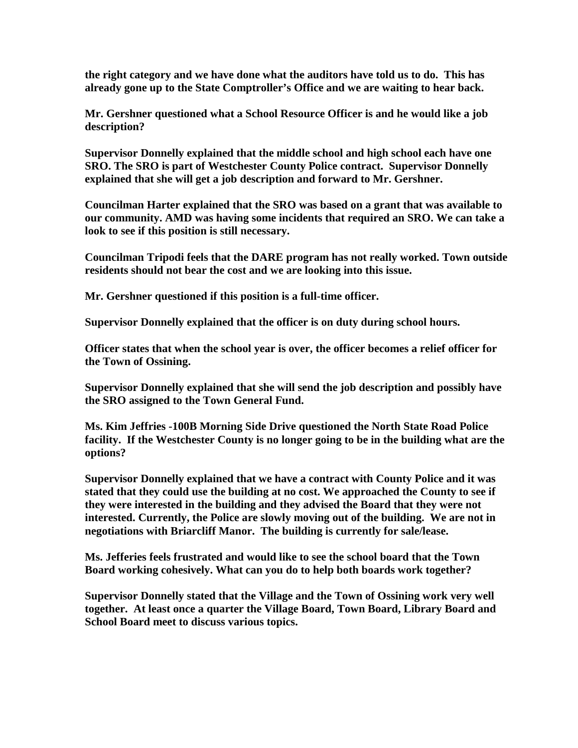**the right category and we have done what the auditors have told us to do. This has already gone up to the State Comptroller's Office and we are waiting to hear back.**

**Mr. Gershner questioned what a School Resource Officer is and he would like a job description?**

**Supervisor Donnelly explained that the middle school and high school each have one SRO. The SRO is part of Westchester County Police contract. Supervisor Donnelly explained that she will get a job description and forward to Mr. Gershner.**

**Councilman Harter explained that the SRO was based on a grant that was available to our community. AMD was having some incidents that required an SRO. We can take a look to see if this position is still necessary.**

**Councilman Tripodi feels that the DARE program has not really worked. Town outside residents should not bear the cost and we are looking into this issue.**

**Mr. Gershner questioned if this position is a full-time officer.**

**Supervisor Donnelly explained that the officer is on duty during school hours.**

**Officer states that when the school year is over, the officer becomes a relief officer for the Town of Ossining.**

**Supervisor Donnelly explained that she will send the job description and possibly have the SRO assigned to the Town General Fund.**

**Ms. Kim Jeffries -100B Morning Side Drive questioned the North State Road Police facility. If the Westchester County is no longer going to be in the building what are the options?**

**Supervisor Donnelly explained that we have a contract with County Police and it was stated that they could use the building at no cost. We approached the County to see if they were interested in the building and they advised the Board that they were not interested. Currently, the Police are slowly moving out of the building. We are not in negotiations with Briarcliff Manor. The building is currently for sale/lease.**

**Ms. Jefferies feels frustrated and would like to see the school board that the Town Board working cohesively. What can you do to help both boards work together?**

**Supervisor Donnelly stated that the Village and the Town of Ossining work very well together. At least once a quarter the Village Board, Town Board, Library Board and School Board meet to discuss various topics.**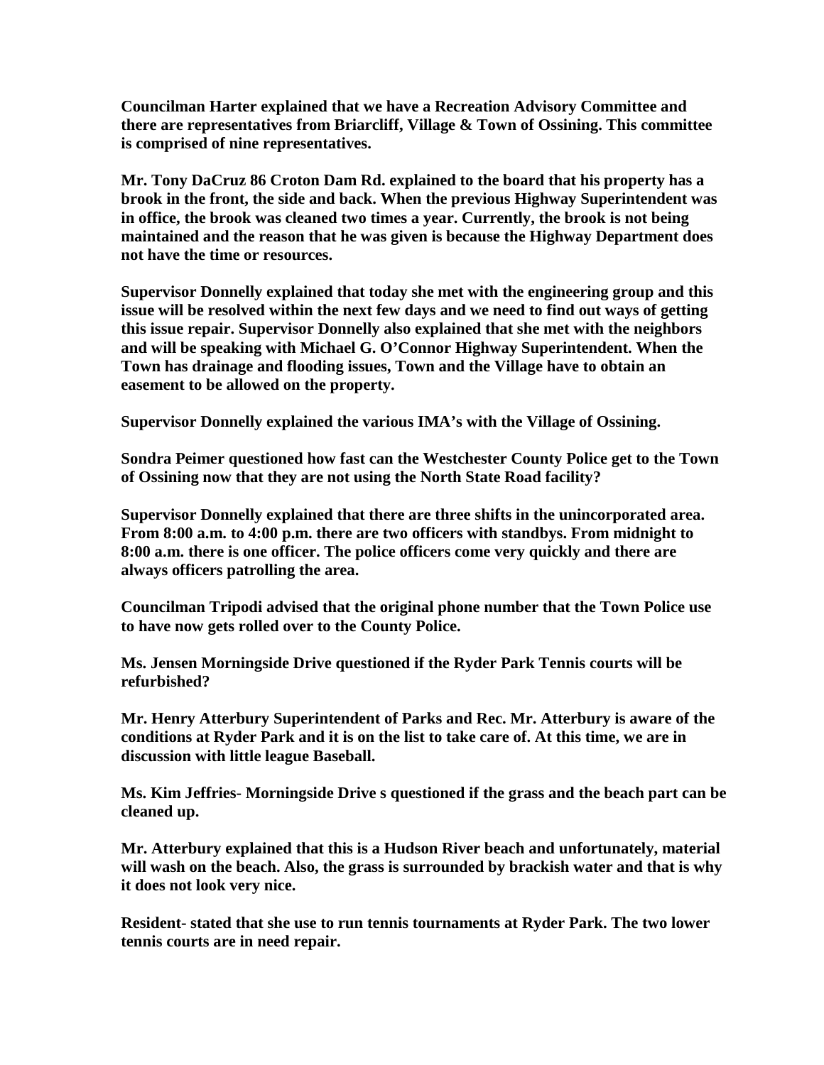**Councilman Harter explained that we have a Recreation Advisory Committee and there are representatives from Briarcliff, Village & Town of Ossining. This committee is comprised of nine representatives.**

**Mr. Tony DaCruz 86 Croton Dam Rd. explained to the board that his property has a brook in the front, the side and back. When the previous Highway Superintendent was in office, the brook was cleaned two times a year. Currently, the brook is not being maintained and the reason that he was given is because the Highway Department does not have the time or resources.**

**Supervisor Donnelly explained that today she met with the engineering group and this issue will be resolved within the next few days and we need to find out ways of getting this issue repair. Supervisor Donnelly also explained that she met with the neighbors and will be speaking with Michael G. O'Connor Highway Superintendent. When the Town has drainage and flooding issues, Town and the Village have to obtain an easement to be allowed on the property.**

**Supervisor Donnelly explained the various IMA's with the Village of Ossining.**

**Sondra Peimer questioned how fast can the Westchester County Police get to the Town of Ossining now that they are not using the North State Road facility?**

**Supervisor Donnelly explained that there are three shifts in the unincorporated area. From 8:00 a.m. to 4:00 p.m. there are two officers with standbys. From midnight to 8:00 a.m. there is one officer. The police officers come very quickly and there are always officers patrolling the area.**

**Councilman Tripodi advised that the original phone number that the Town Police use to have now gets rolled over to the County Police.**

**Ms. Jensen Morningside Drive questioned if the Ryder Park Tennis courts will be refurbished?**

**Mr. Henry Atterbury Superintendent of Parks and Rec. Mr. Atterbury is aware of the conditions at Ryder Park and it is on the list to take care of. At this time, we are in discussion with little league Baseball.**

**Ms. Kim Jeffries- Morningside Drive s questioned if the grass and the beach part can be cleaned up.**

**Mr. Atterbury explained that this is a Hudson River beach and unfortunately, material will wash on the beach. Also, the grass is surrounded by brackish water and that is why it does not look very nice.**

**Resident- stated that she use to run tennis tournaments at Ryder Park. The two lower tennis courts are in need repair.**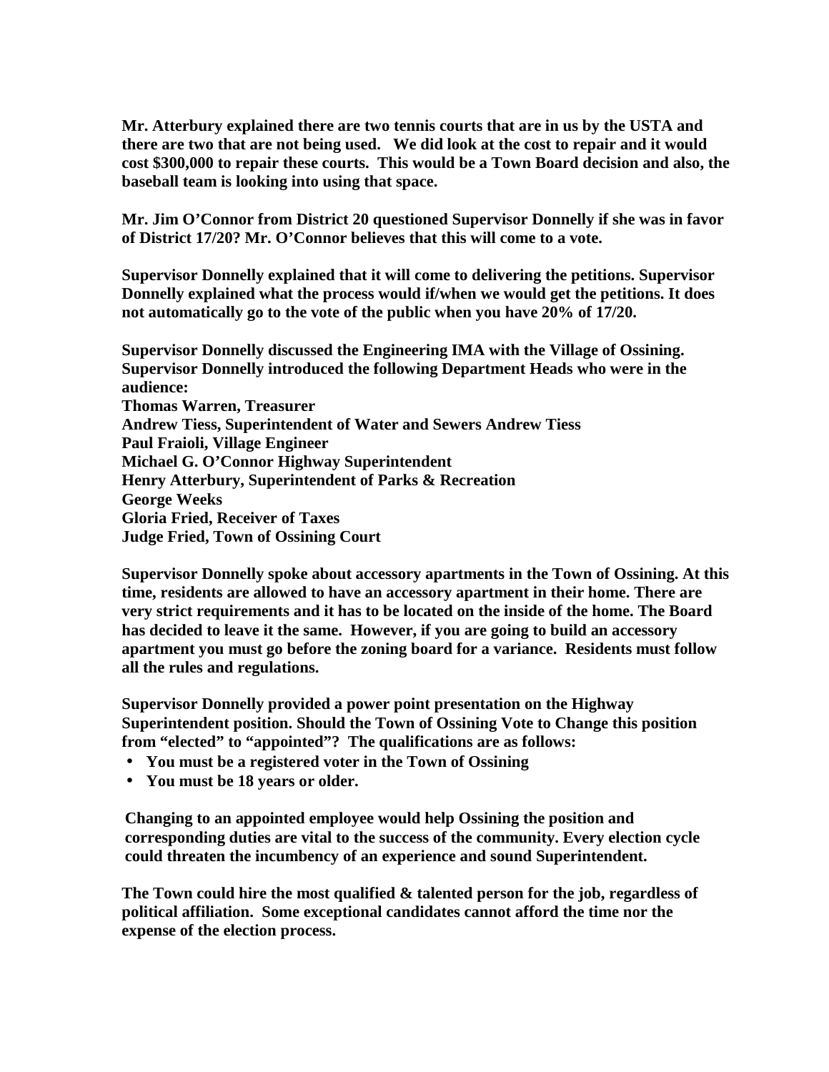**Mr. Atterbury explained there are two tennis courts that are in us by the USTA and there are two that are not being used. We did look at the cost to repair and it would cost $300,000 to repair these courts. This would be a Town Board decision and also, the baseball team is looking into using that space.**

**Mr. Jim O'Connor from District 20 questioned Supervisor Donnelly if she was in favor of District 17/20? Mr. O'Connor believes that this will come to a vote.**

**Supervisor Donnelly explained that it will come to delivering the petitions. Supervisor Donnelly explained what the process would if/when we would get the petitions. It does not automatically go to the vote of the public when you have 20% of 17/20.**

**Supervisor Donnelly discussed the Engineering IMA with the Village of Ossining. Supervisor Donnelly introduced the following Department Heads who were in the audience:**
**Thomas Warren, Treasurer**
**Andrew Tiess, Superintendent of Water and Sewers Andrew Tiess**
**Paul Fraioli, Village Engineer**
**Michael G. O'Connor Highway Superintendent**
**Henry Atterbury, Superintendent of Parks & Recreation**
**George Weeks**
**Gloria Fried, Receiver of Taxes**
**Judge Fried, Town of Ossining Court**

**Supervisor Donnelly spoke about accessory apartments in the Town of Ossining. At this time, residents are allowed to have an accessory apartment in their home. There are very strict requirements and it has to be located on the inside of the home. The Board has decided to leave it the same. However, if you are going to build an accessory apartment you must go before the zoning board for a variance. Residents must follow all the rules and regulations.**

**Supervisor Donnelly provided a power point presentation on the Highway Superintendent position. Should the Town of Ossining Vote to Change this position from "elected" to "appointed"? The qualifications are as follows:**

- **You must be a registered voter in the Town of Ossining**
- **You must be 18 years or older.**

**Changing to an appointed employee would help Ossining the position and corresponding duties are vital to the success of the community. Every election cycle could threaten the incumbency of an experience and sound Superintendent.**

**The Town could hire the most qualified & talented person for the job, regardless of political affiliation. Some exceptional candidates cannot afford the time nor the expense of the election process.**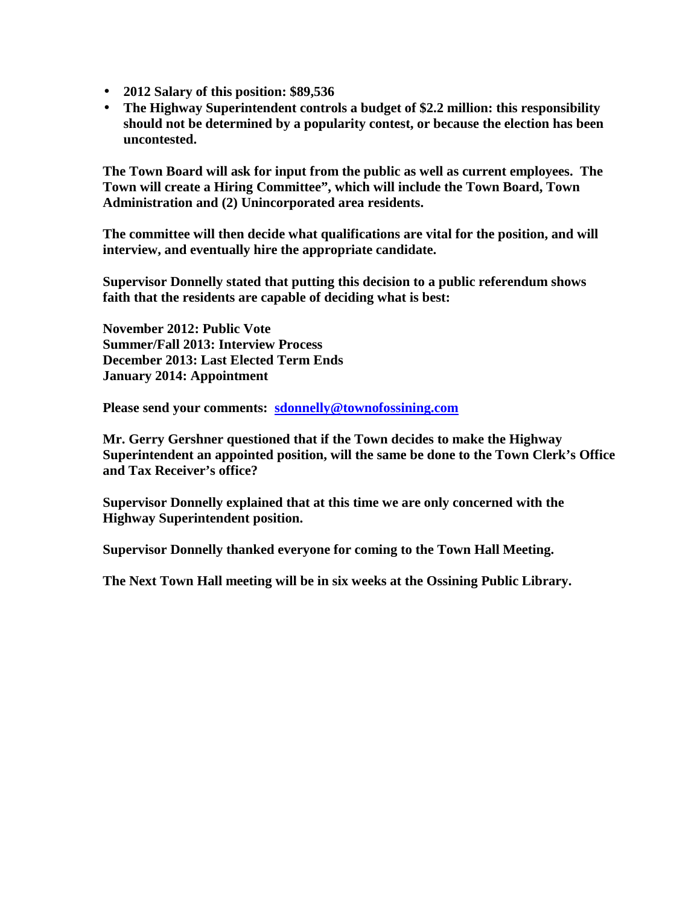- **2012 Salary of this position: $89,536**
- **The Highway Superintendent controls a budget of $2.2 million: this responsibility should not be determined by a popularity contest, or because the election has been uncontested.**

**The Town Board will ask for input from the public as well as current employees. The Town will create a Hiring Committee", which will include the Town Board, Town Administration and (2) Unincorporated area residents.**

**The committee will then decide what qualifications are vital for the position, and will interview, and eventually hire the appropriate candidate.**

**Supervisor Donnelly stated that putting this decision to a public referendum shows faith that the residents are capable of deciding what is best:**

**November 2012: Public Vote**
**Summer/Fall 2013: Interview Process**
**December 2013: Last Elected Term Ends**
**January 2014: Appointment**

**Please send your comments: [sdonnelly@townofossining.com](mailto:sdonnelly@townofossining.com)**

**Mr. Gerry Gershner questioned that if the Town decides to make the Highway Superintendent an appointed position, will the same be done to the Town Clerk's Office and Tax Receiver's office?**

**Supervisor Donnelly explained that at this time we are only concerned with the Highway Superintendent position.**

**Supervisor Donnelly thanked everyone for coming to the Town Hall Meeting.**

**The Next Town Hall meeting will be in six weeks at the Ossining Public Library.**